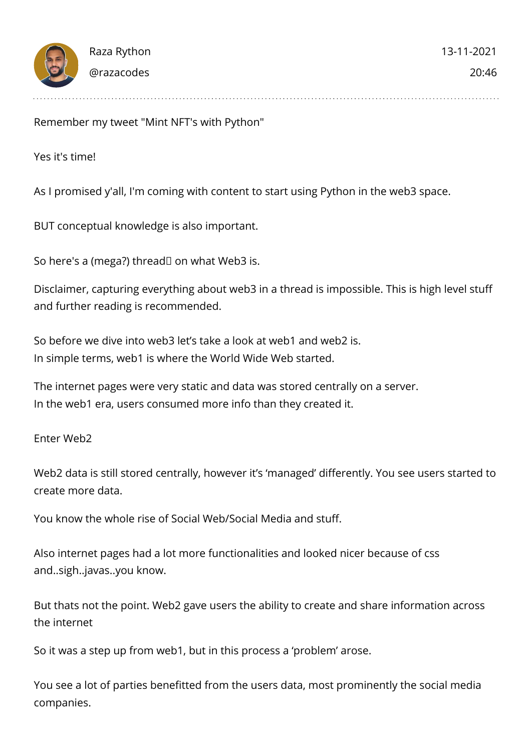Raza Rython
@razacodes

13-11-2021
20:46

Remember my tweet "Mint NFT's with Python"

Yes it's time!

As I promised y'all, I'm coming with content to start using Python in the web3 space.

BUT conceptual knowledge is also important.

So here's a (mega?) thread on what Web3 is.

Disclaimer, capturing everything about web3 in a thread is impossible. This is high level stuff and further reading is recommended.

So before we dive into web3 let’s take a look at web1 and web2 is.
In simple terms, web1 is where the World Wide Web started.

The internet pages were very static and data was stored centrally on a server.
In the web1 era, users consumed more info than they created it.

Enter Web2

Web2 data is still stored centrally, however it’s ‘managed’ differently. You see users started to create more data.

You know the whole rise of Social Web/Social Media and stuff.

Also internet pages had a lot more functionalities and looked nicer because of css and..sigh..javas..you know.

But thats not the point. Web2 gave users the ability to create and share information across the internet

So it was a step up from web1, but in this process a ‘problem’ arose.

You see a lot of parties benefitted from the users data, most prominently the social media companies.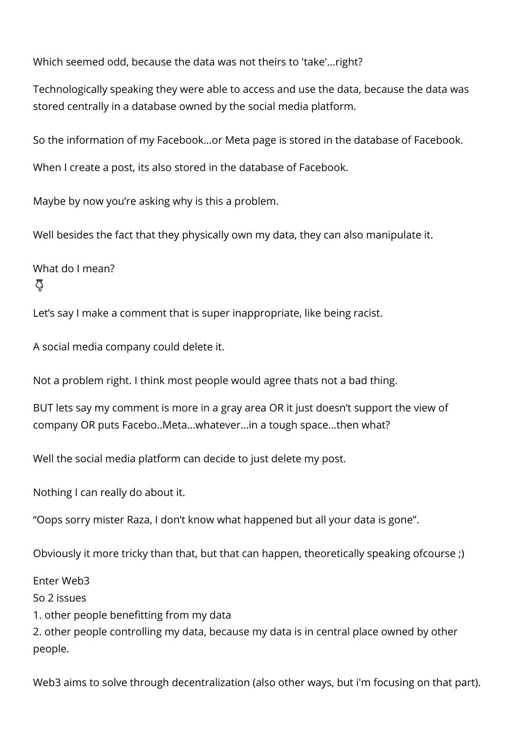Which seemed odd, because the data was not theirs to 'take'...right?

Technologically speaking they were able to access and use the data, because the data was stored centrally in a database owned by the social media platform.

So the information of my Facebook...or Meta page is stored in the database of Facebook.

When I create a post, its also stored in the database of Facebook.

Maybe by now you're asking why is this a problem.

Well besides the fact that they physically own my data, they can also manipulate it.

What do I mean?
👇

Let's say I make a comment that is super inappropriate, like being racist.

A social media company could delete it.

Not a problem right. I think most people would agree thats not a bad thing.

BUT lets say my comment is more in a gray area OR it just doesn't support the view of company OR puts Facebo..Meta...whatever...in a tough space...then what?

Well the social media platform can decide to just delete my post.

Nothing I can really do about it.

"Oops sorry mister Raza, I don't know what happened but all your data is gone".

Obviously it more tricky than that, but that can happen, theoretically speaking ofcourse ;)

Enter Web3
So 2 issues
1. other people benefitting from my data
2. other people controlling my data, because my data is in central place owned by other people.

Web3 aims to solve through decentralization (also other ways, but i'm focusing on that part).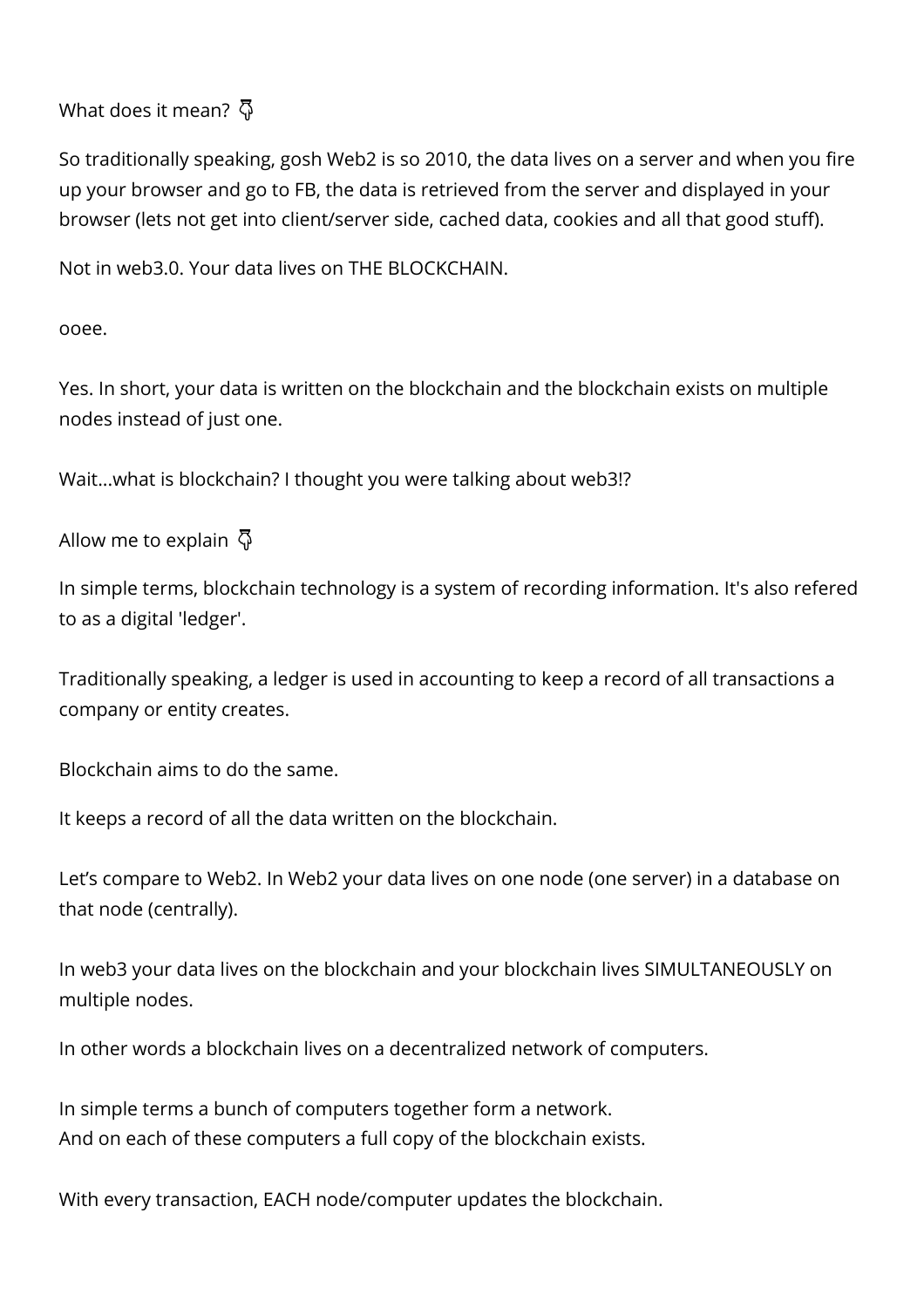What does it mean? 👇

So traditionally speaking, gosh Web2 is so 2010, the data lives on a server and when you fire up your browser and go to FB, the data is retrieved from the server and displayed in your browser (lets not get into client/server side, cached data, cookies and all that good stuff).

Not in web3.0. Your data lives on THE BLOCKCHAIN.

ooee.

Yes. In short, your data is written on the blockchain and the blockchain exists on multiple nodes instead of just one.

Wait...what is blockchain? I thought you were talking about web3!?

Allow me to explain 👇

In simple terms, blockchain technology is a system of recording information. It's also refered to as a digital 'ledger'.

Traditionally speaking, a ledger is used in accounting to keep a record of all transactions a company or entity creates.

Blockchain aims to do the same.

It keeps a record of all the data written on the blockchain.

Let's compare to Web2. In Web2 your data lives on one node (one server) in a database on that node (centrally).

In web3 your data lives on the blockchain and your blockchain lives SIMULTANEOUSLY on multiple nodes.

In other words a blockchain lives on a decentralized network of computers.

In simple terms a bunch of computers together form a network.
And on each of these computers a full copy of the blockchain exists.

With every transaction, EACH node/computer updates the blockchain.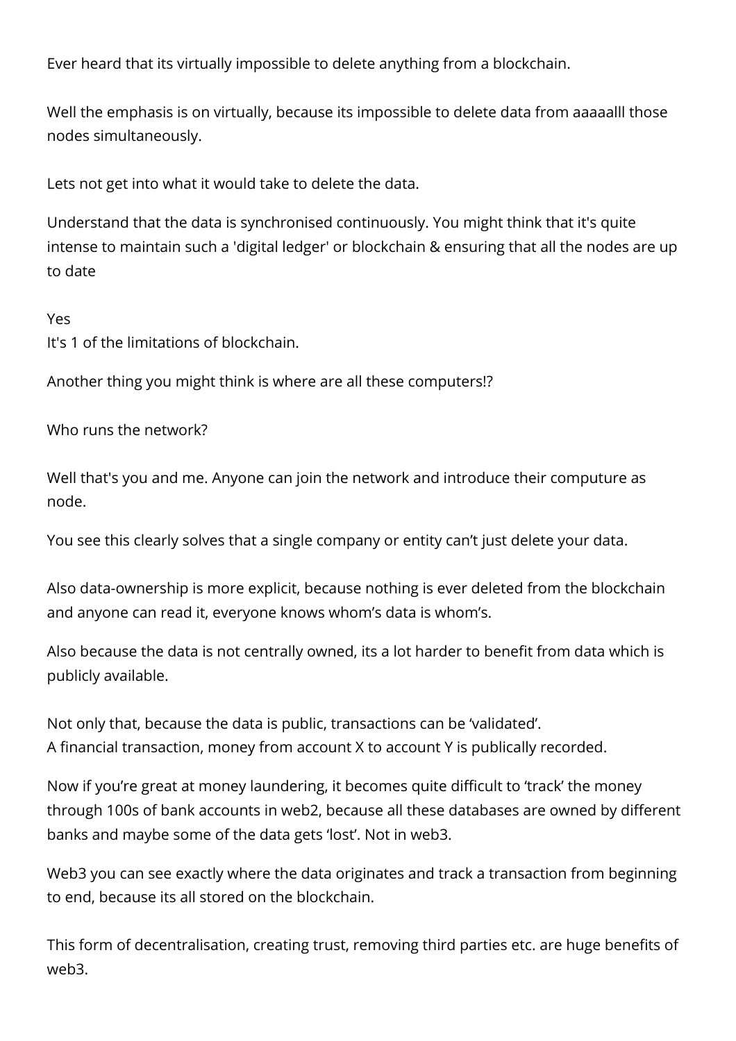Ever heard that its virtually impossible to delete anything from a blockchain.

Well the emphasis is on virtually, because its impossible to delete data from aaaaalll those nodes simultaneously.

Lets not get into what it would take to delete the data.

Understand that the data is synchronised continuously. You might think that it's quite intense to maintain such a 'digital ledger' or blockchain & ensuring that all the nodes are up to date

Yes
It's 1 of the limitations of blockchain.

Another thing you might think is where are all these computers!?

Who runs the network?

Well that's you and me. Anyone can join the network and introduce their computure as node.

You see this clearly solves that a single company or entity can't just delete your data.

Also data-ownership is more explicit, because nothing is ever deleted from the blockchain and anyone can read it, everyone knows whom's data is whom's.

Also because the data is not centrally owned, its a lot harder to benefit from data which is publicly available.

Not only that, because the data is public, transactions can be 'validated'.
A financial transaction, money from account X to account Y is publically recorded.

Now if you're great at money laundering, it becomes quite difficult to 'track' the money through 100s of bank accounts in web2, because all these databases are owned by different banks and maybe some of the data gets 'lost'. Not in web3.

Web3 you can see exactly where the data originates and track a transaction from beginning to end, because its all stored on the blockchain.

This form of decentralisation, creating trust, removing third parties etc. are huge benefits of web3.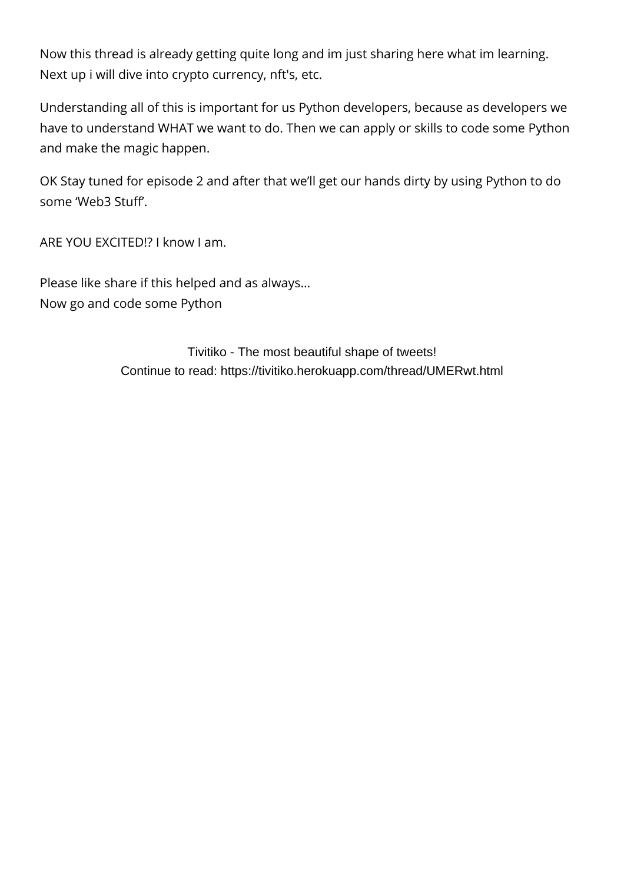Now this thread is already getting quite long and im just sharing here what im learning. Next up i will dive into crypto currency, nft's, etc.

Understanding all of this is important for us Python developers, because as developers we have to understand WHAT we want to do. Then we can apply or skills to code some Python and make the magic happen.

OK Stay tuned for episode 2 and after that we'll get our hands dirty by using Python to do some 'Web3 Stuff'.

ARE YOU EXCITED!? I know I am.

Please like share if this helped and as always...
Now go and code some Python

Tivitiko - The most beautiful shape of tweets!
Continue to read: https://tivitiko.herokuapp.com/thread/UMERwt.html